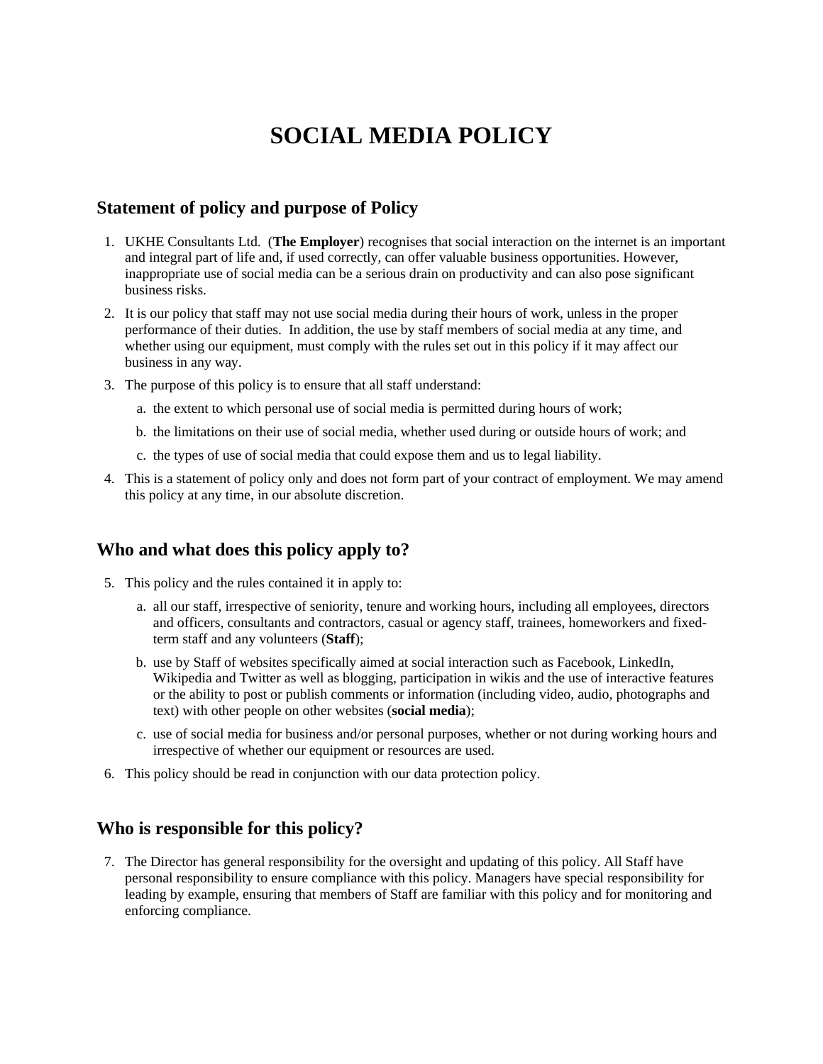# SOCIAL MEDIA POLICY

## Statement of policy and purpose of Policy

1. UKHE Consultants Ltd. (**The Employer**) recognises that social interaction on the internet is an important and integral part of life and, if used correctly, can offer valuable business opportunities. However, inappropriate use of social media can be a serious drain on productivity and can also pose significant business risks.
2. It is our policy that staff may not use social media during their hours of work, unless in the proper performance of their duties. In addition, the use by staff members of social media at any time, and whether using our equipment, must comply with the rules set out in this policy if it may affect our business in any way.
3. The purpose of this policy is to ensure that all staff understand:
    a. the extent to which personal use of social media is permitted during hours of work;
    b. the limitations on their use of social media, whether used during or outside hours of work; and
    c. the types of use of social media that could expose them and us to legal liability.
4. This is a statement of policy only and does not form part of your contract of employment. We may amend this policy at any time, in our absolute discretion.

## Who and what does this policy apply to?

5. This policy and the rules contained it in apply to:
    a. all our staff, irrespective of seniority, tenure and working hours, including all employees, directors and officers, consultants and contractors, casual or agency staff, trainees, homeworkers and fixed-term staff and any volunteers (**Staff**);
    b. use by Staff of websites specifically aimed at social interaction such as Facebook, LinkedIn, Wikipedia and Twitter as well as blogging, participation in wikis and the use of interactive features or the ability to post or publish comments or information (including video, audio, photographs and text) with other people on other websites (**social media**);
    c. use of social media for business and/or personal purposes, whether or not during working hours and irrespective of whether our equipment or resources are used.
6. This policy should be read in conjunction with our data protection policy.

## Who is responsible for this policy?

7. The Director has general responsibility for the oversight and updating of this policy. All Staff have personal responsibility to ensure compliance with this policy. Managers have special responsibility for leading by example, ensuring that members of Staff are familiar with this policy and for monitoring and enforcing compliance.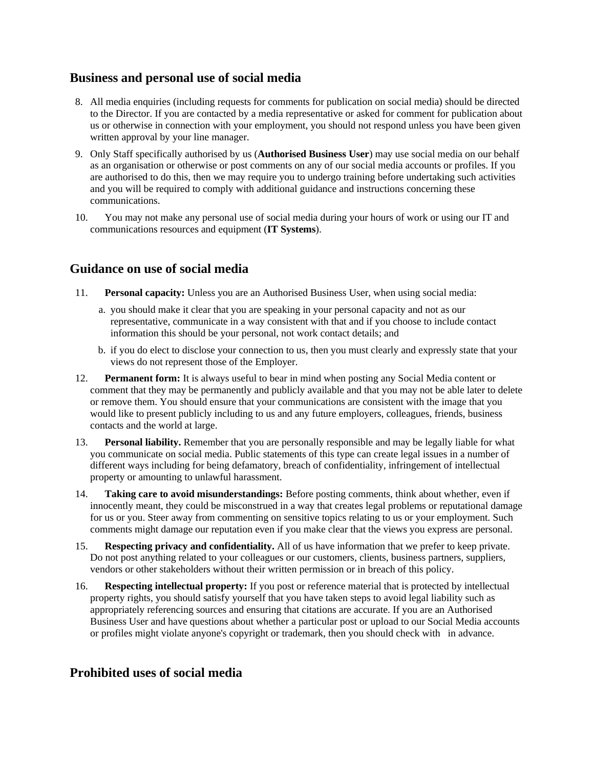## Business and personal use of social media

8. All media enquiries (including requests for comments for publication on social media) should be directed to the Director. If you are contacted by a media representative or asked for comment for publication about us or otherwise in connection with your employment, you should not respond unless you have been given written approval by your line manager.
9. Only Staff specifically authorised by us (**Authorised Business User**) may use social media on our behalf as an organisation or otherwise or post comments on any of our social media accounts or profiles. If you are authorised to do this, then we may require you to undergo training before undertaking such activities and you will be required to comply with additional guidance and instructions concerning these communications.
10. You may not make any personal use of social media during your hours of work or using our IT and communications resources and equipment (**IT Systems**).

## Guidance on use of social media

11. **Personal capacity:** Unless you are an Authorised Business User, when using social media:
    a. you should make it clear that you are speaking in your personal capacity and not as our representative, communicate in a way consistent with that and if you choose to include contact information this should be your personal, not work contact details; and
    b. if you do elect to disclose your connection to us, then you must clearly and expressly state that your views do not represent those of the Employer.
12. **Permanent form:** It is always useful to bear in mind when posting any Social Media content or comment that they may be permanently and publicly available and that you may not be able later to delete or remove them. You should ensure that your communications are consistent with the image that you would like to present publicly including to us and any future employers, colleagues, friends, business contacts and the world at large.
13. **Personal liability.** Remember that you are personally responsible and may be legally liable for what you communicate on social media. Public statements of this type can create legal issues in a number of different ways including for being defamatory, breach of confidentiality, infringement of intellectual property or amounting to unlawful harassment.
14. **Taking care to avoid misunderstandings:** Before posting comments, think about whether, even if innocently meant, they could be misconstrued in a way that creates legal problems or reputational damage for us or you. Steer away from commenting on sensitive topics relating to us or your employment. Such comments might damage our reputation even if you make clear that the views you express are personal.
15. **Respecting privacy and confidentiality.** All of us have information that we prefer to keep private. Do not post anything related to your colleagues or our customers, clients, business partners, suppliers, vendors or other stakeholders without their written permission or in breach of this policy.
16. **Respecting intellectual property:** If you post or reference material that is protected by intellectual property rights, you should satisfy yourself that you have taken steps to avoid legal liability such as appropriately referencing sources and ensuring that citations are accurate. If you are an Authorised Business User and have questions about whether a particular post or upload to our Social Media accounts or profiles might violate anyone's copyright or trademark, then you should check with in advance.

## Prohibited uses of social media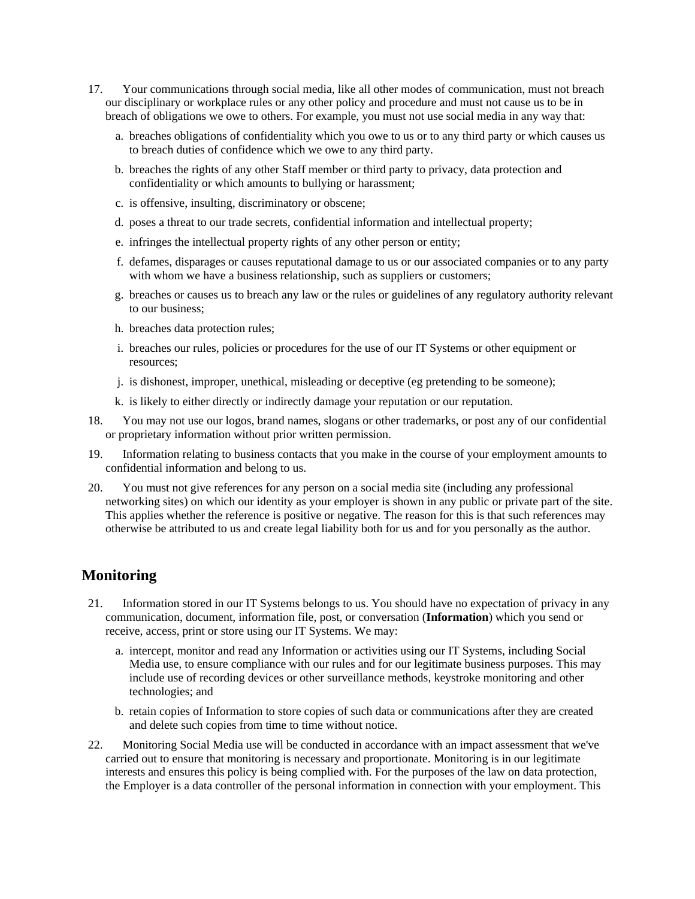17. Your communications through social media, like all other modes of communication, must not breach our disciplinary or workplace rules or any other policy and procedure and must not cause us to be in breach of obligations we owe to others. For example, you must not use social media in any way that:

    a. breaches obligations of confidentiality which you owe to us or to any third party or which causes us to breach duties of confidence which we owe to any third party.

    b. breaches the rights of any other Staff member or third party to privacy, data protection and confidentiality or which amounts to bullying or harassment;

    c. is offensive, insulting, discriminatory or obscene;

    d. poses a threat to our trade secrets, confidential information and intellectual property;

    e. infringes the intellectual property rights of any other person or entity;

    f. defames, disparages or causes reputational damage to us or our associated companies or to any party with whom we have a business relationship, such as suppliers or customers;

    g. breaches or causes us to breach any law or the rules or guidelines of any regulatory authority relevant to our business;

    h. breaches data protection rules;

    i. breaches our rules, policies or procedures for the use of our IT Systems or other equipment or resources;

    j. is dishonest, improper, unethical, misleading or deceptive (eg pretending to be someone);

    k. is likely to either directly or indirectly damage your reputation or our reputation.

18. You may not use our logos, brand names, slogans or other trademarks, or post any of our confidential or proprietary information without prior written permission.

19. Information relating to business contacts that you make in the course of your employment amounts to confidential information and belong to us.

20. You must not give references for any person on a social media site (including any professional networking sites) on which our identity as your employer is shown in any public or private part of the site. This applies whether the reference is positive or negative. The reason for this is that such references may otherwise be attributed to us and create legal liability both for us and for you personally as the author.

## Monitoring

21. Information stored in our IT Systems belongs to us. You should have no expectation of privacy in any communication, document, information file, post, or conversation (**Information**) which you send or receive, access, print or store using our IT Systems. We may:

    a. intercept, monitor and read any Information or activities using our IT Systems, including Social Media use, to ensure compliance with our rules and for our legitimate business purposes. This may include use of recording devices or other surveillance methods, keystroke monitoring and other technologies; and

    b. retain copies of Information to store copies of such data or communications after they are created and delete such copies from time to time without notice.

22. Monitoring Social Media use will be conducted in accordance with an impact assessment that we've carried out to ensure that monitoring is necessary and proportionate. Monitoring is in our legitimate interests and ensures this policy is being complied with. For the purposes of the law on data protection, the Employer is a data controller of the personal information in connection with your employment. This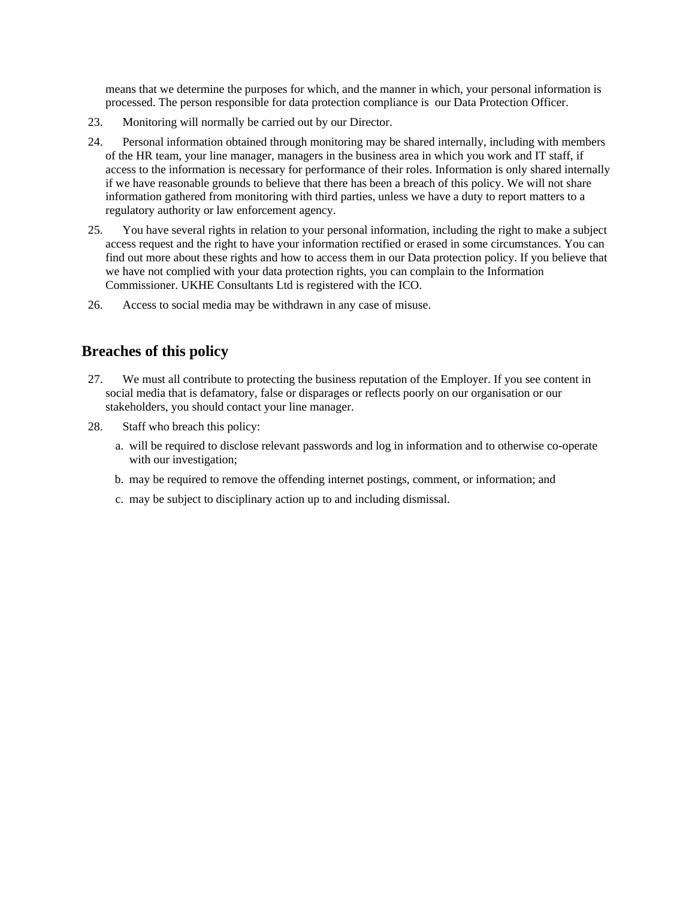means that we determine the purposes for which, and the manner in which, your personal information is processed. The person responsible for data protection compliance is our Data Protection Officer.

23. Monitoring will normally be carried out by our Director.

24. Personal information obtained through monitoring may be shared internally, including with members of the HR team, your line manager, managers in the business area in which you work and IT staff, if access to the information is necessary for performance of their roles. Information is only shared internally if we have reasonable grounds to believe that there has been a breach of this policy. We will not share information gathered from monitoring with third parties, unless we have a duty to report matters to a regulatory authority or law enforcement agency.

25. You have several rights in relation to your personal information, including the right to make a subject access request and the right to have your information rectified or erased in some circumstances. You can find out more about these rights and how to access them in our Data protection policy. If you believe that we have not complied with your data protection rights, you can complain to the Information Commissioner. UKHE Consultants Ltd is registered with the ICO.

26. Access to social media may be withdrawn in any case of misuse.

## Breaches of this policy

27. We must all contribute to protecting the business reputation of the Employer. If you see content in social media that is defamatory, false or disparages or reflects poorly on our organisation or our stakeholders, you should contact your line manager.

28. Staff who breach this policy:

    a. will be required to disclose relevant passwords and log in information and to otherwise co-operate with our investigation;

    b. may be required to remove the offending internet postings, comment, or information; and

    c. may be subject to disciplinary action up to and including dismissal.